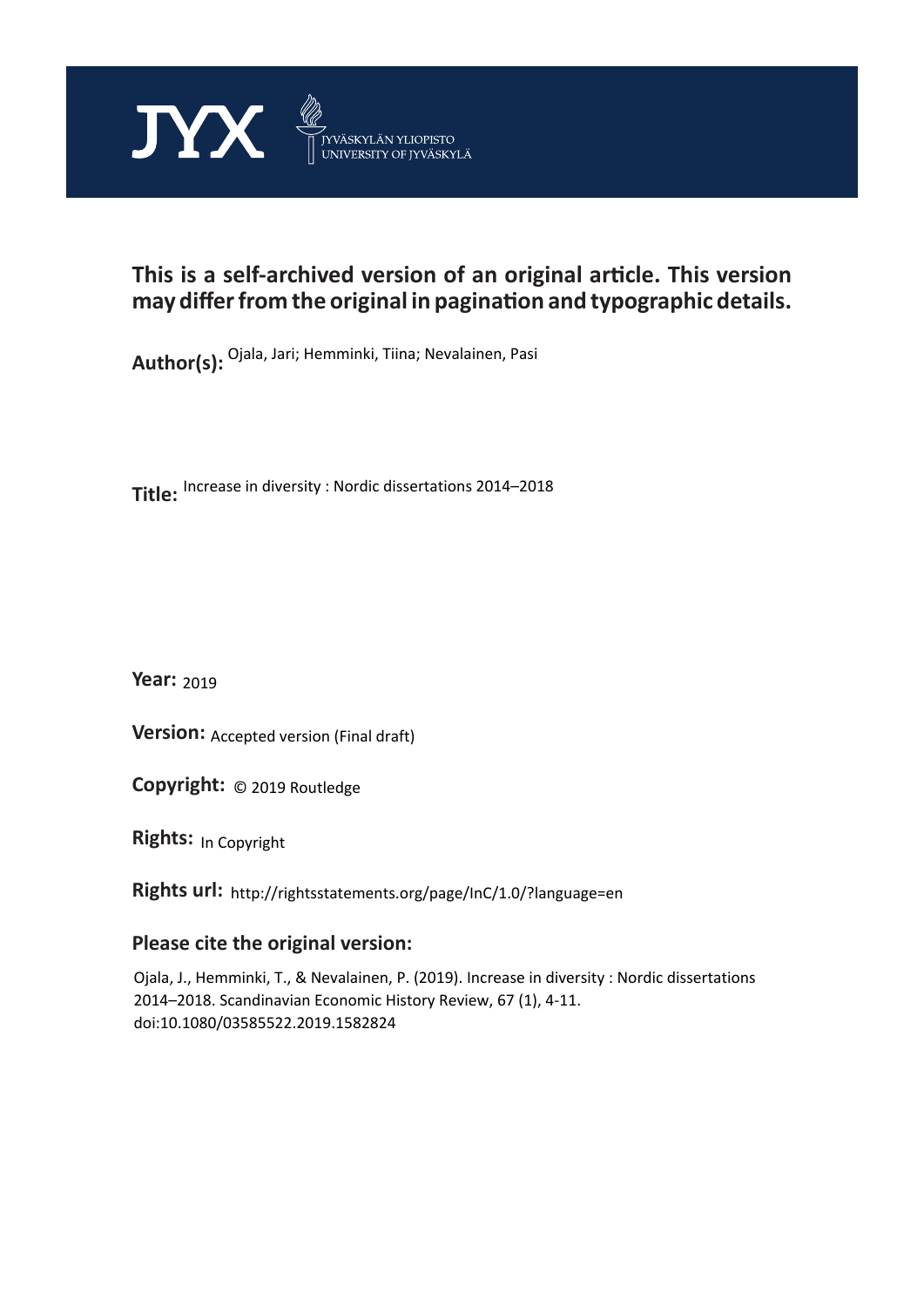JYX JYVÄSKYLÄN YLIOPISTO UNIVERSITY OF JYVÄSKYLÄ

## This is a self-archived version of an original article. This version may differ from the original in pagination and typographic details.

**Author(s):** Ojala, Jari; Hemminki, Tiina; Nevalainen, Pasi

**Title:** Increase in diversity : Nordic dissertations 2014–2018

**Year:** 2019

**Version:** Accepted version (Final draft)

**Copyright:** © 2019 Routledge

**Rights:** In Copyright

**Rights url:** http://rightsstatements.org/page/InC/1.0/?language=en

### Please cite the original version:

Ojala, J., Hemminki, T., & Nevalainen, P. (2019). Increase in diversity : Nordic dissertations 2014–2018. Scandinavian Economic History Review, 67 (1), 4-11. doi:10.1080/03585522.2019.1582824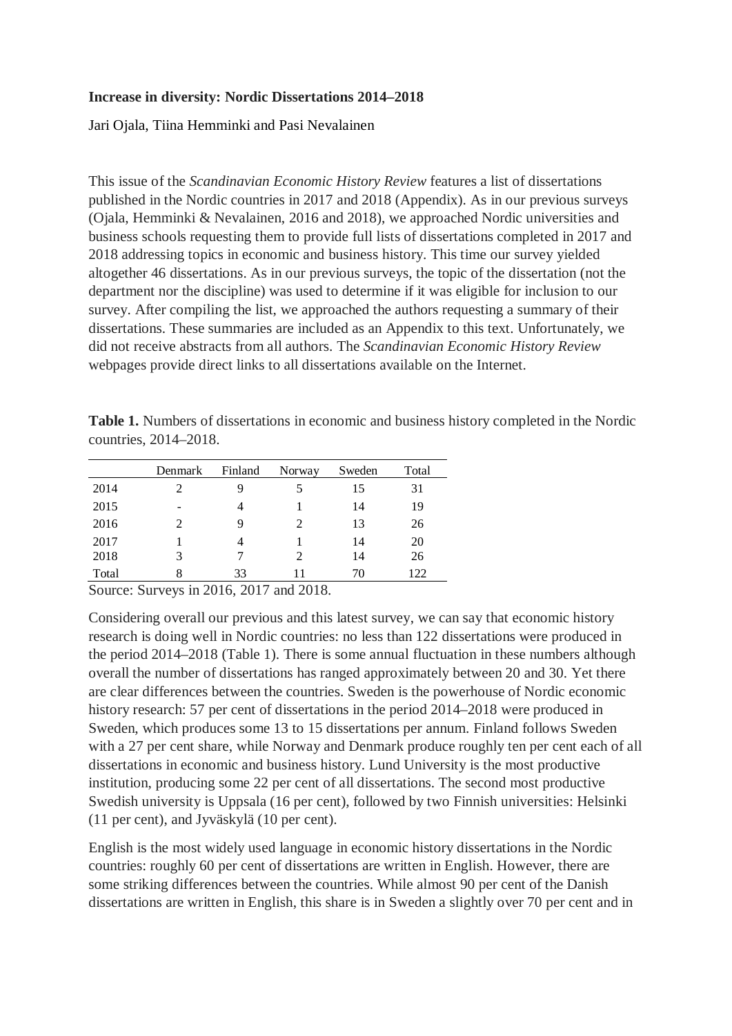**Increase in diversity: Nordic Dissertations 2014–2018**

Jari Ojala, Tiina Hemminki and Pasi Nevalainen

This issue of the *Scandinavian Economic History Review* features a list of dissertations published in the Nordic countries in 2017 and 2018 (Appendix). As in our previous surveys (Ojala, Hemminki & Nevalainen, 2016 and 2018), we approached Nordic universities and business schools requesting them to provide full lists of dissertations completed in 2017 and 2018 addressing topics in economic and business history. This time our survey yielded altogether 46 dissertations. As in our previous surveys, the topic of the dissertation (not the department nor the discipline) was used to determine if it was eligible for inclusion to our survey. After compiling the list, we approached the authors requesting a summary of their dissertations. These summaries are included as an Appendix to this text. Unfortunately, we did not receive abstracts from all authors. The *Scandinavian Economic History Review* webpages provide direct links to all dissertations available on the Internet.

**Table 1.** Numbers of dissertations in economic and business history completed in the Nordic countries, 2014–2018.

| | Denmark | Finland | Norway | Sweden | Total |
|---|---|---|---|---|---|
| 2014 | 2 | 9 | 5 | 15 | 31 |
| 2015 | - | 4 | 1 | 14 | 19 |
| 2016 | 2 | 9 | 2 | 13 | 26 |
| 2017 | 1 | 4 | 1 | 14 | 20 |
| 2018 | 3 | 7 | 2 | 14 | 26 |
| Total | 8 | 33 | 11 | 70 | 122 |

Source: Surveys in 2016, 2017 and 2018.

Considering overall our previous and this latest survey, we can say that economic history research is doing well in Nordic countries: no less than 122 dissertations were produced in the period 2014–2018 (Table 1). There is some annual fluctuation in these numbers although overall the number of dissertations has ranged approximately between 20 and 30. Yet there are clear differences between the countries. Sweden is the powerhouse of Nordic economic history research: 57 per cent of dissertations in the period 2014–2018 were produced in Sweden, which produces some 13 to 15 dissertations per annum. Finland follows Sweden with a 27 per cent share, while Norway and Denmark produce roughly ten per cent each of all dissertations in economic and business history. Lund University is the most productive institution, producing some 22 per cent of all dissertations. The second most productive Swedish university is Uppsala (16 per cent), followed by two Finnish universities: Helsinki (11 per cent), and Jyväskylä (10 per cent).

English is the most widely used language in economic history dissertations in the Nordic countries: roughly 60 per cent of dissertations are written in English. However, there are some striking differences between the countries. While almost 90 per cent of the Danish dissertations are written in English, this share is in Sweden a slightly over 70 per cent and in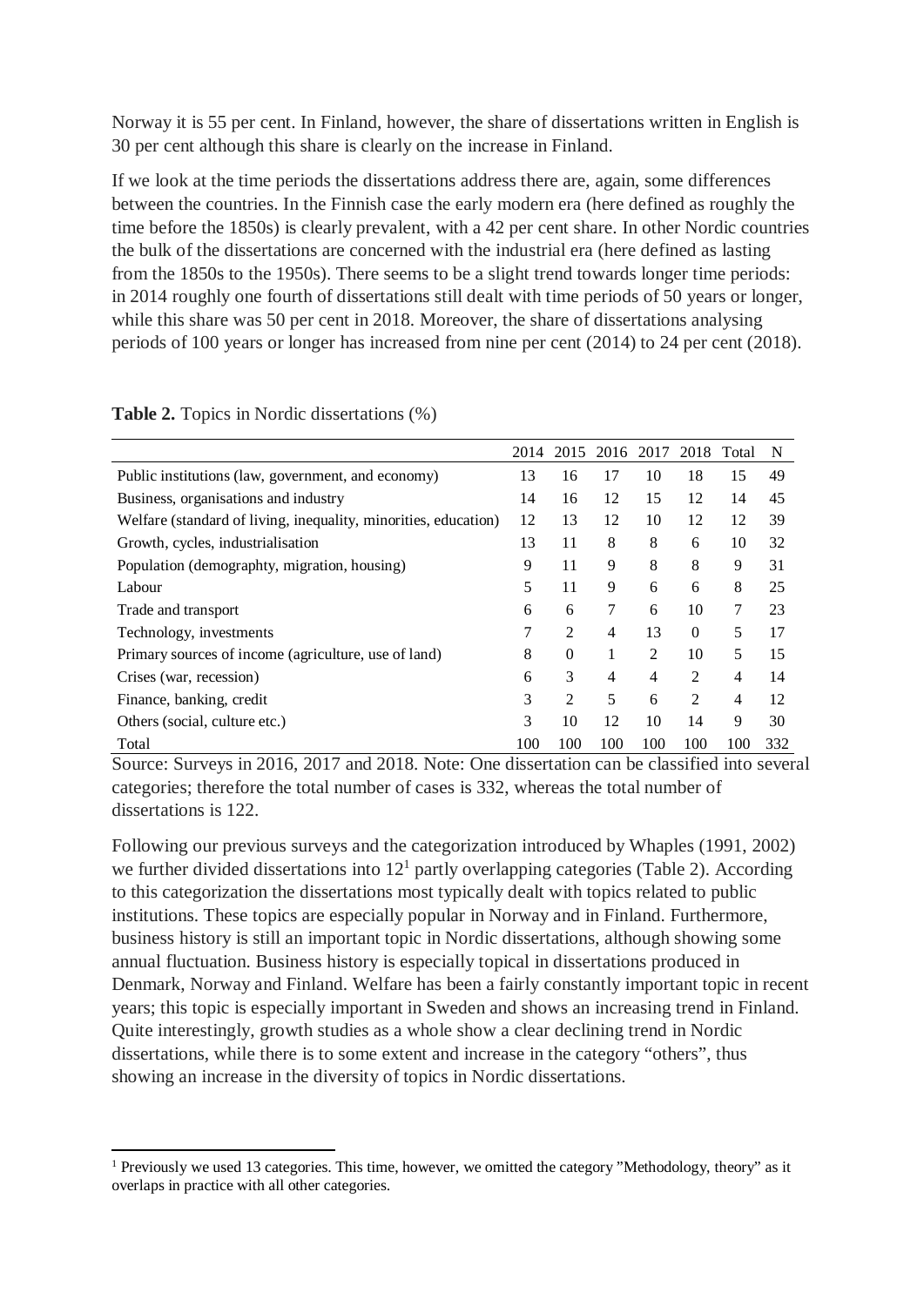Norway it is 55 per cent. In Finland, however, the share of dissertations written in English is 30 per cent although this share is clearly on the increase in Finland.

If we look at the time periods the dissertations address there are, again, some differences between the countries. In the Finnish case the early modern era (here defined as roughly the time before the 1850s) is clearly prevalent, with a 42 per cent share. In other Nordic countries the bulk of the dissertations are concerned with the industrial era (here defined as lasting from the 1850s to the 1950s). There seems to be a slight trend towards longer time periods: in 2014 roughly one fourth of dissertations still dealt with time periods of 50 years or longer, while this share was 50 per cent in 2018. Moreover, the share of dissertations analysing periods of 100 years or longer has increased from nine per cent (2014) to 24 per cent (2018).

**Table 2.** Topics in Nordic dissertations (%)

| | 2014 | 2015 | 2016 | 2017 | 2018 | Total | N |
|---|---|---|---|---|---|---|---|
| Public institutions (law, government, and economy) | 13 | 16 | 17 | 10 | 18 | 15 | 49 |
| Business, organisations and industry | 14 | 16 | 12 | 15 | 12 | 14 | 45 |
| Welfare (standard of living, inequality, minorities, education) | 12 | 13 | 12 | 10 | 12 | 12 | 39 |
| Growth, cycles, industrialisation | 13 | 11 | 8 | 8 | 6 | 10 | 32 |
| Population (demographty, migration, housing) | 9 | 11 | 9 | 8 | 8 | 9 | 31 |
| Labour | 5 | 11 | 9 | 6 | 6 | 8 | 25 |
| Trade and transport | 6 | 6 | 7 | 6 | 10 | 7 | 23 |
| Technology, investments | 7 | 2 | 4 | 13 | 0 | 5 | 17 |
| Primary sources of income (agriculture, use of land) | 8 | 0 | 1 | 2 | 10 | 5 | 15 |
| Crises (war, recession) | 6 | 3 | 4 | 4 | 2 | 4 | 14 |
| Finance, banking, credit | 3 | 2 | 5 | 6 | 2 | 4 | 12 |
| Others (social, culture etc.) | 3 | 10 | 12 | 10 | 14 | 9 | 30 |
| Total | 100 | 100 | 100 | 100 | 100 | 100 | 332 |

Source: Surveys in 2016, 2017 and 2018. Note: One dissertation can be classified into several categories; therefore the total number of cases is 332, whereas the total number of dissertations is 122.

Following our previous surveys and the categorization introduced by Whaples (1991, 2002) we further divided dissertations into 12[1] partly overlapping categories (Table 2). According to this categorization the dissertations most typically dealt with topics related to public institutions. These topics are especially popular in Norway and in Finland. Furthermore, business history is still an important topic in Nordic dissertations, although showing some annual fluctuation. Business history is especially topical in dissertations produced in Denmark, Norway and Finland. Welfare has been a fairly constantly important topic in recent years; this topic is especially important in Sweden and shows an increasing trend in Finland. Quite interestingly, growth studies as a whole show a clear declining trend in Nordic dissertations, while there is to some extent and increase in the category "others", thus showing an increase in the diversity of topics in Nordic dissertations.

[1] Previously we used 13 categories. This time, however, we omitted the category "Methodology, theory" as it overlaps in practice with all other categories.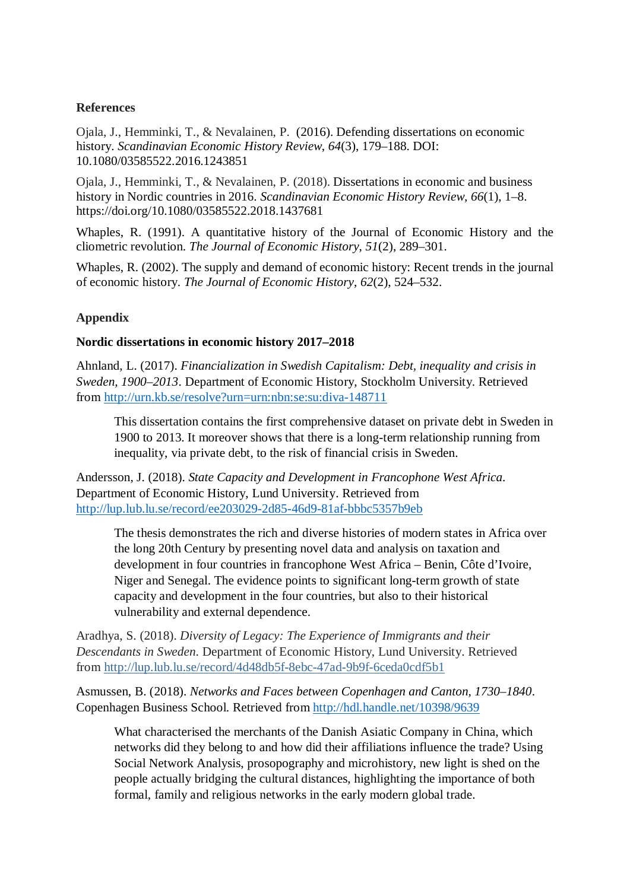## References

Ojala, J., Hemminki, T., & Nevalainen, P. (2016). Defending dissertations on economic history. *Scandinavian Economic History Review*, *64*(3), 179–188. DOI: 10.1080/03585522.2016.1243851

Ojala, J., Hemminki, T., & Nevalainen, P. (2018). Dissertations in economic and business history in Nordic countries in 2016. *Scandinavian Economic History Review, 66*(1), 1–8. https://doi.org/10.1080/03585522.2018.1437681

Whaples, R. (1991). A quantitative history of the Journal of Economic History and the cliometric revolution. *The Journal of Economic History*, *51*(2), 289–301.

Whaples, R. (2002). The supply and demand of economic history: Recent trends in the journal of economic history. *The Journal of Economic History*, *62*(2), 524–532.

## Appendix

### Nordic dissertations in economic history 2017–2018

Ahnland, L. (2017). *Financialization in Swedish Capitalism: Debt, inequality and crisis in Sweden, 1900–2013*. Department of Economic History, Stockholm University. Retrieved from http://urn.kb.se/resolve?urn=urn:nbn:se:su:diva-148711

> This dissertation contains the first comprehensive dataset on private debt in Sweden in 1900 to 2013. It moreover shows that there is a long-term relationship running from inequality, via private debt, to the risk of financial crisis in Sweden.

Andersson, J. (2018). *State Capacity and Development in Francophone West Africa*. Department of Economic History, Lund University. Retrieved from http://lup.lub.lu.se/record/ee203029-2d85-46d9-81af-bbbc5357b9eb

> The thesis demonstrates the rich and diverse histories of modern states in Africa over the long 20th Century by presenting novel data and analysis on taxation and development in four countries in francophone West Africa – Benin, Côte d'Ivoire, Niger and Senegal. The evidence points to significant long-term growth of state capacity and development in the four countries, but also to their historical vulnerability and external dependence.

Aradhya, S. (2018). *Diversity of Legacy: The Experience of Immigrants and their Descendants in Sweden*. Department of Economic History, Lund University. Retrieved from http://lup.lub.lu.se/record/4d48db5f-8ebc-47ad-9b9f-6ceda0cdf5b1

Asmussen, B. (2018). *Networks and Faces between Copenhagen and Canton, 1730–1840*. Copenhagen Business School. Retrieved from http://hdl.handle.net/10398/9639

> What characterised the merchants of the Danish Asiatic Company in China, which networks did they belong to and how did their affiliations influence the trade? Using Social Network Analysis, prosopography and microhistory, new light is shed on the people actually bridging the cultural distances, highlighting the importance of both formal, family and religious networks in the early modern global trade.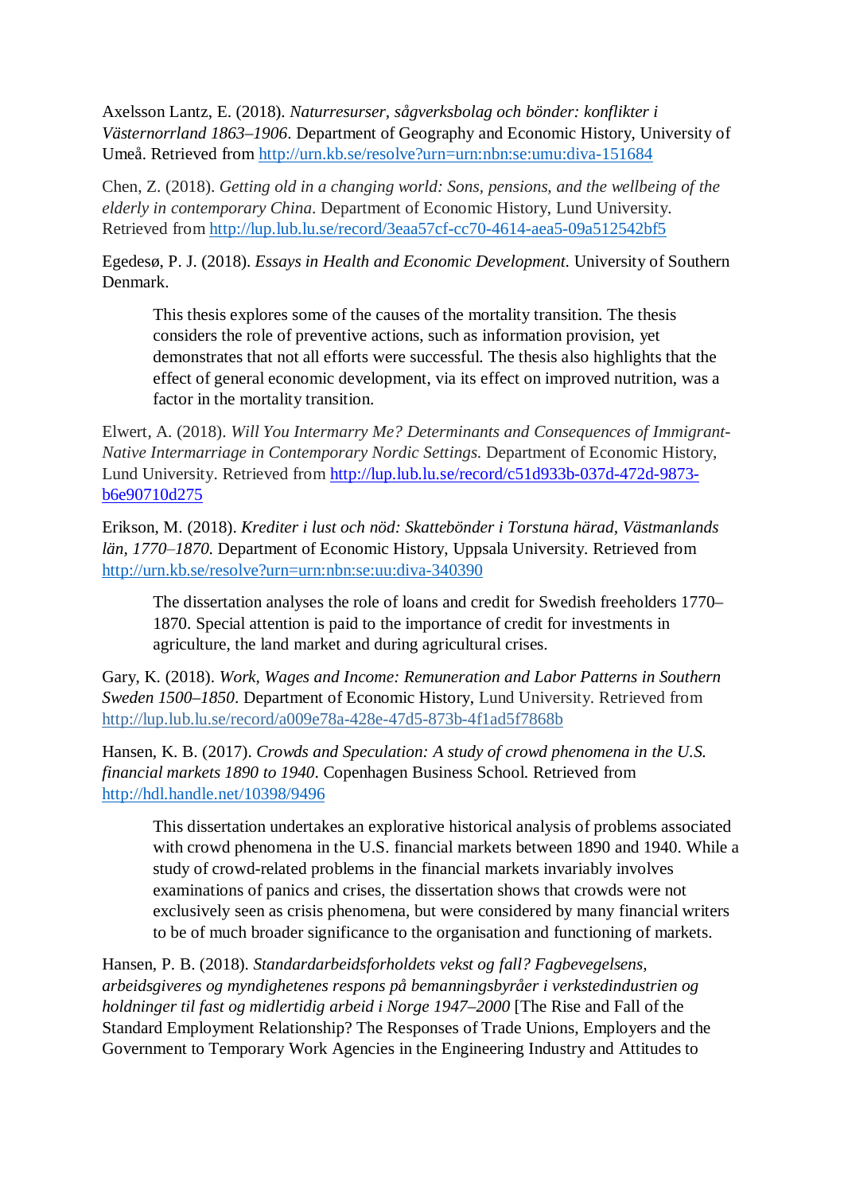Axelsson Lantz, E. (2018). *Naturresurser, sågverksbolag och bönder: konflikter i Västernorrland 1863–1906*. Department of Geography and Economic History, University of Umeå. Retrieved from http://urn.kb.se/resolve?urn=urn:nbn:se:umu:diva-151684

Chen, Z. (2018). *Getting old in a changing world: Sons, pensions, and the wellbeing of the elderly in contemporary China*. Department of Economic History, Lund University. Retrieved from http://lup.lub.lu.se/record/3eaa57cf-cc70-4614-aea5-09a512542bf5

Egedesø, P. J. (2018). *Essays in Health and Economic Development.* University of Southern Denmark.

> This thesis explores some of the causes of the mortality transition. The thesis considers the role of preventive actions, such as information provision, yet demonstrates that not all efforts were successful. The thesis also highlights that the effect of general economic development, via its effect on improved nutrition, was a factor in the mortality transition.

Elwert, A. (2018). *Will You Intermarry Me? Determinants and Consequences of Immigrant-Native Intermarriage in Contemporary Nordic Settings.* Department of Economic History, Lund University. Retrieved from http://lup.lub.lu.se/record/c51d933b-037d-472d-9873-b6e90710d275

Erikson, M. (2018). *Krediter i lust och nöd: Skattebönder i Torstuna härad, Västmanlands län, 1770–1870.* Department of Economic History, Uppsala University. Retrieved from http://urn.kb.se/resolve?urn=urn:nbn:se:uu:diva-340390

> The dissertation analyses the role of loans and credit for Swedish freeholders 1770–1870. Special attention is paid to the importance of credit for investments in agriculture, the land market and during agricultural crises.

Gary, K. (2018). *Work, Wages and Income: Remuneration and Labor Patterns in Southern Sweden 1500–1850*. Department of Economic History, Lund University. Retrieved from http://lup.lub.lu.se/record/a009e78a-428e-47d5-873b-4f1ad5f7868b

Hansen, K. B. (2017). *Crowds and Speculation: A study of crowd phenomena in the U.S. financial markets 1890 to 1940*. Copenhagen Business School. Retrieved from http://hdl.handle.net/10398/9496

> This dissertation undertakes an explorative historical analysis of problems associated with crowd phenomena in the U.S. financial markets between 1890 and 1940. While a study of crowd-related problems in the financial markets invariably involves examinations of panics and crises, the dissertation shows that crowds were not exclusively seen as crisis phenomena, but were considered by many financial writers to be of much broader significance to the organisation and functioning of markets.

Hansen, P. B. (2018). *Standardarbeidsforholdets vekst og fall? Fagbevegelsens, arbeidsgiveres og myndighetenes respons på bemanningsbyråer i verkstedindustrien og holdninger til fast og midlertidig arbeid i Norge 1947–2000* [The Rise and Fall of the Standard Employment Relationship? The Responses of Trade Unions, Employers and the Government to Temporary Work Agencies in the Engineering Industry and Attitudes to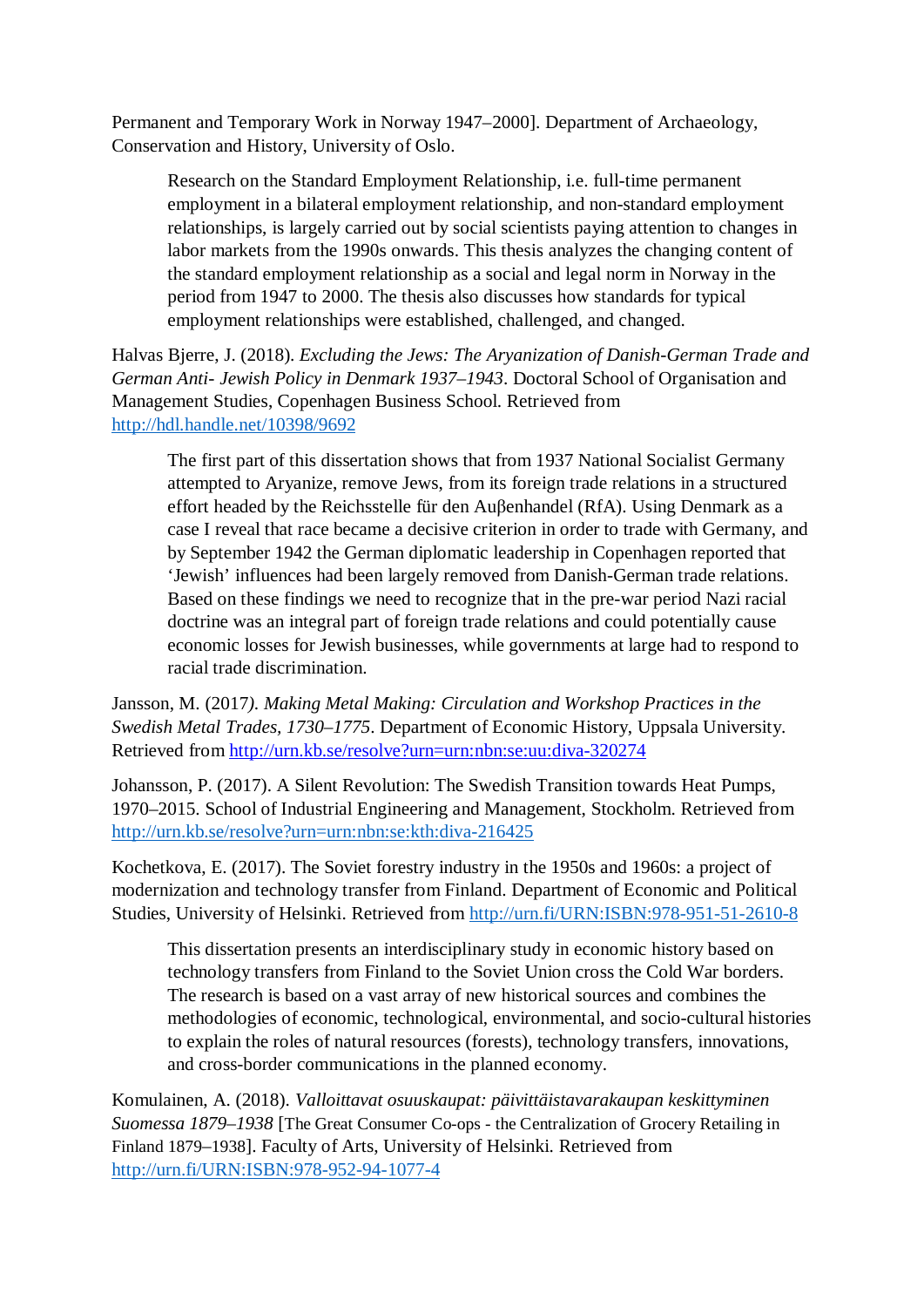Permanent and Temporary Work in Norway 1947–2000]. Department of Archaeology, Conservation and History, University of Oslo.

> Research on the Standard Employment Relationship, i.e. full-time permanent employment in a bilateral employment relationship, and non-standard employment relationships, is largely carried out by social scientists paying attention to changes in labor markets from the 1990s onwards. This thesis analyzes the changing content of the standard employment relationship as a social and legal norm in Norway in the period from 1947 to 2000. The thesis also discusses how standards for typical employment relationships were established, challenged, and changed.

Halvas Bjerre, J. (2018). *Excluding the Jews: The Aryanization of Danish-German Trade and German Anti- Jewish Policy in Denmark 1937–1943*. Doctoral School of Organisation and Management Studies, Copenhagen Business School. Retrieved from http://hdl.handle.net/10398/9692

> The first part of this dissertation shows that from 1937 National Socialist Germany attempted to Aryanize, remove Jews, from its foreign trade relations in a structured effort headed by the Reichsstelle für den Auβenhandel (RfA). Using Denmark as a case I reveal that race became a decisive criterion in order to trade with Germany, and by September 1942 the German diplomatic leadership in Copenhagen reported that 'Jewish' influences had been largely removed from Danish-German trade relations. Based on these findings we need to recognize that in the pre-war period Nazi racial doctrine was an integral part of foreign trade relations and could potentially cause economic losses for Jewish businesses, while governments at large had to respond to racial trade discrimination.

Jansson, M. (2017). *Making Metal Making: Circulation and Workshop Practices in the Swedish Metal Trades, 1730–1775*. Department of Economic History, Uppsala University. Retrieved from http://urn.kb.se/resolve?urn=urn:nbn:se:uu:diva-320274

Johansson, P. (2017). A Silent Revolution: The Swedish Transition towards Heat Pumps, 1970–2015. School of Industrial Engineering and Management, Stockholm. Retrieved from http://urn.kb.se/resolve?urn=urn:nbn:se:kth:diva-216425

Kochetkova, E. (2017). The Soviet forestry industry in the 1950s and 1960s: a project of modernization and technology transfer from Finland. Department of Economic and Political Studies, University of Helsinki. Retrieved from http://urn.fi/URN:ISBN:978-951-51-2610-8

> This dissertation presents an interdisciplinary study in economic history based on technology transfers from Finland to the Soviet Union cross the Cold War borders. The research is based on a vast array of new historical sources and combines the methodologies of economic, technological, environmental, and socio-cultural histories to explain the roles of natural resources (forests), technology transfers, innovations, and cross-border communications in the planned economy.

Komulainen, A. (2018). *Valloittavat osuuskaupat: päivittäistavarakaupan keskittyminen Suomessa 1879–1938* [The Great Consumer Co-ops - the Centralization of Grocery Retailing in Finland 1879–1938]. Faculty of Arts, University of Helsinki. Retrieved from http://urn.fi/URN:ISBN:978-952-94-1077-4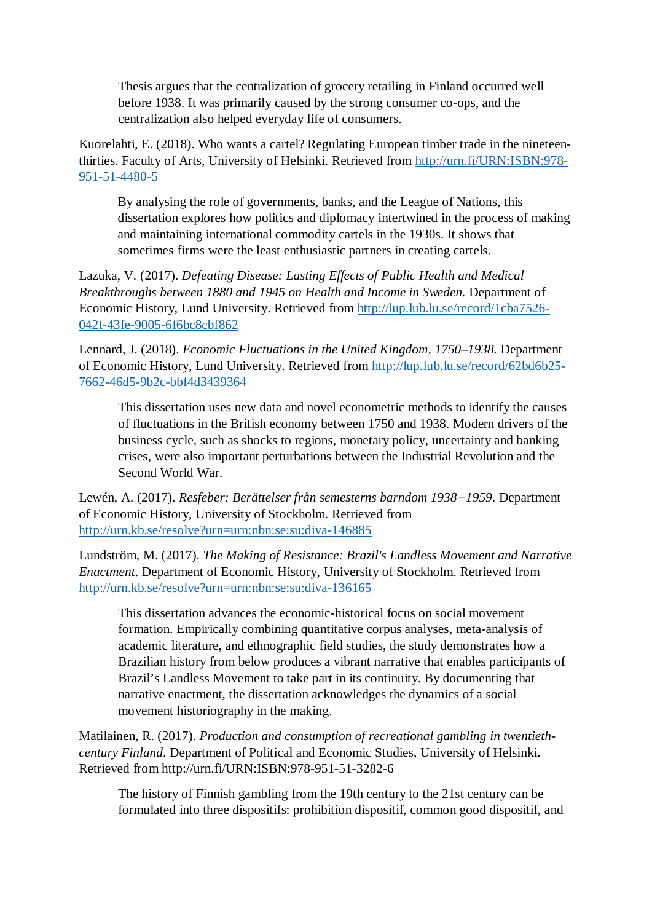Thesis argues that the centralization of grocery retailing in Finland occurred well before 1938. It was primarily caused by the strong consumer co-ops, and the centralization also helped everyday life of consumers.

Kuorelahti, E. (2018). Who wants a cartel? Regulating European timber trade in the nineteen-thirties. Faculty of Arts, University of Helsinki. Retrieved from http://urn.fi/URN:ISBN:978-951-51-4480-5

> By analysing the role of governments, banks, and the League of Nations, this dissertation explores how politics and diplomacy intertwined in the process of making and maintaining international commodity cartels in the 1930s. It shows that sometimes firms were the least enthusiastic partners in creating cartels.

Lazuka, V. (2017). *Defeating Disease: Lasting Effects of Public Health and Medical Breakthroughs between 1880 and 1945 on Health and Income in Sweden.* Department of Economic History, Lund University. Retrieved from http://lup.lub.lu.se/record/1cba7526-042f-43fe-9005-6f6bc8cbf862

Lennard, J. (2018). *Economic Fluctuations in the United Kingdom, 1750–1938.* Department of Economic History, Lund University. Retrieved from http://lup.lub.lu.se/record/62bd6b25-7662-46d5-9b2c-bbf4d3439364

> This dissertation uses new data and novel econometric methods to identify the causes of fluctuations in the British economy between 1750 and 1938. Modern drivers of the business cycle, such as shocks to regions, monetary policy, uncertainty and banking crises, were also important perturbations between the Industrial Revolution and the Second World War.

Lewén, A. (2017). *Resfeber: Berättelser från semesterns barndom 1938−1959*. Department of Economic History, University of Stockholm. Retrieved from http://urn.kb.se/resolve?urn=urn:nbn:se:su:diva-146885

Lundström, M. (2017). *The Making of Resistance: Brazil's Landless Movement and Narrative Enactment*. Department of Economic History, University of Stockholm. Retrieved from http://urn.kb.se/resolve?urn=urn:nbn:se:su:diva-136165

> This dissertation advances the economic-historical focus on social movement formation. Empirically combining quantitative corpus analyses, meta-analysis of academic literature, and ethnographic field studies, the study demonstrates how a Brazilian history from below produces a vibrant narrative that enables participants of Brazil's Landless Movement to take part in its continuity. By documenting that narrative enactment, the dissertation acknowledges the dynamics of a social movement historiography in the making.

Matilainen, R. (2017). *Production and consumption of recreational gambling in twentieth-century Finland*. Department of Political and Economic Studies, University of Helsinki. Retrieved from http://urn.fi/URN:ISBN:978-951-51-3282-6

> The history of Finnish gambling from the 19th century to the 21st century can be formulated into three dispositifs: prohibition dispositif, common good dispositif, and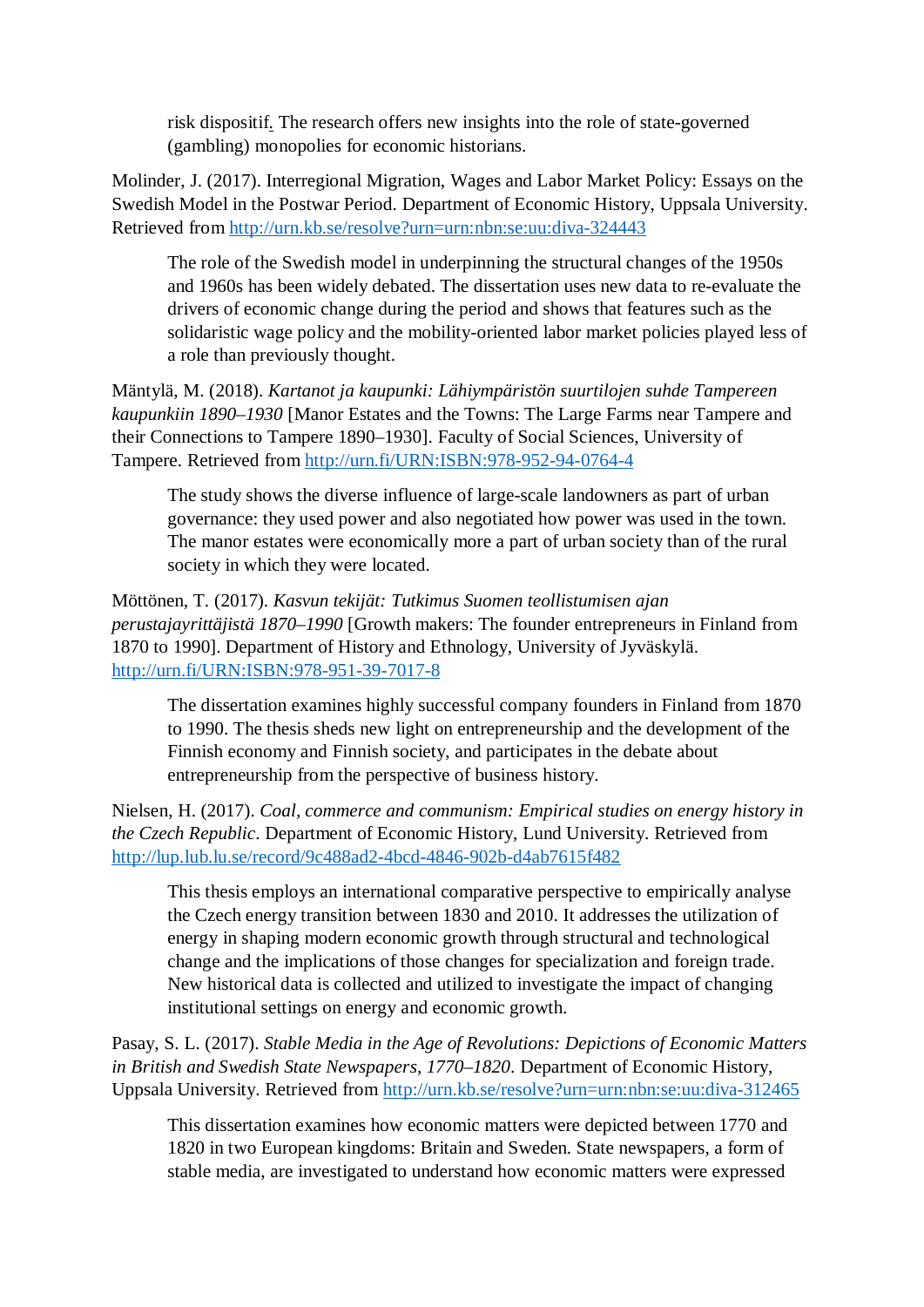risk dispositif. The research offers new insights into the role of state-governed (gambling) monopolies for economic historians.

Molinder, J. (2017). Interregional Migration, Wages and Labor Market Policy: Essays on the Swedish Model in the Postwar Period. Department of Economic History, Uppsala University. Retrieved from http://urn.kb.se/resolve?urn=urn:nbn:se:uu:diva-324443

> The role of the Swedish model in underpinning the structural changes of the 1950s and 1960s has been widely debated. The dissertation uses new data to re-evaluate the drivers of economic change during the period and shows that features such as the solidaristic wage policy and the mobility-oriented labor market policies played less of a role than previously thought.

Mäntylä, M. (2018). *Kartanot ja kaupunki: Lähiympäristön suurtilojen suhde Tampereen kaupunkiin 1890–1930* [Manor Estates and the Towns: The Large Farms near Tampere and their Connections to Tampere 1890–1930]. Faculty of Social Sciences, University of Tampere. Retrieved from http://urn.fi/URN:ISBN:978-952-94-0764-4

> The study shows the diverse influence of large-scale landowners as part of urban governance: they used power and also negotiated how power was used in the town. The manor estates were economically more a part of urban society than of the rural society in which they were located.

Möttönen, T. (2017). *Kasvun tekijät: Tutkimus Suomen teollistumisen ajan perustajayrittäjistä 1870–1990* [Growth makers: The founder entrepreneurs in Finland from 1870 to 1990]. Department of History and Ethnology, University of Jyväskylä. http://urn.fi/URN:ISBN:978-951-39-7017-8

> The dissertation examines highly successful company founders in Finland from 1870 to 1990. The thesis sheds new light on entrepreneurship and the development of the Finnish economy and Finnish society, and participates in the debate about entrepreneurship from the perspective of business history.

Nielsen, H. (2017). *Coal, commerce and communism: Empirical studies on energy history in the Czech Republic*. Department of Economic History, Lund University. Retrieved from http://lup.lub.lu.se/record/9c488ad2-4bcd-4846-902b-d4ab7615f482

> This thesis employs an international comparative perspective to empirically analyse the Czech energy transition between 1830 and 2010. It addresses the utilization of energy in shaping modern economic growth through structural and technological change and the implications of those changes for specialization and foreign trade. New historical data is collected and utilized to investigate the impact of changing institutional settings on energy and economic growth.

Pasay, S. L. (2017). *Stable Media in the Age of Revolutions: Depictions of Economic Matters in British and Swedish State Newspapers, 1770–1820*. Department of Economic History, Uppsala University. Retrieved from http://urn.kb.se/resolve?urn=urn:nbn:se:uu:diva-312465

> This dissertation examines how economic matters were depicted between 1770 and 1820 in two European kingdoms: Britain and Sweden. State newspapers, a form of stable media, are investigated to understand how economic matters were expressed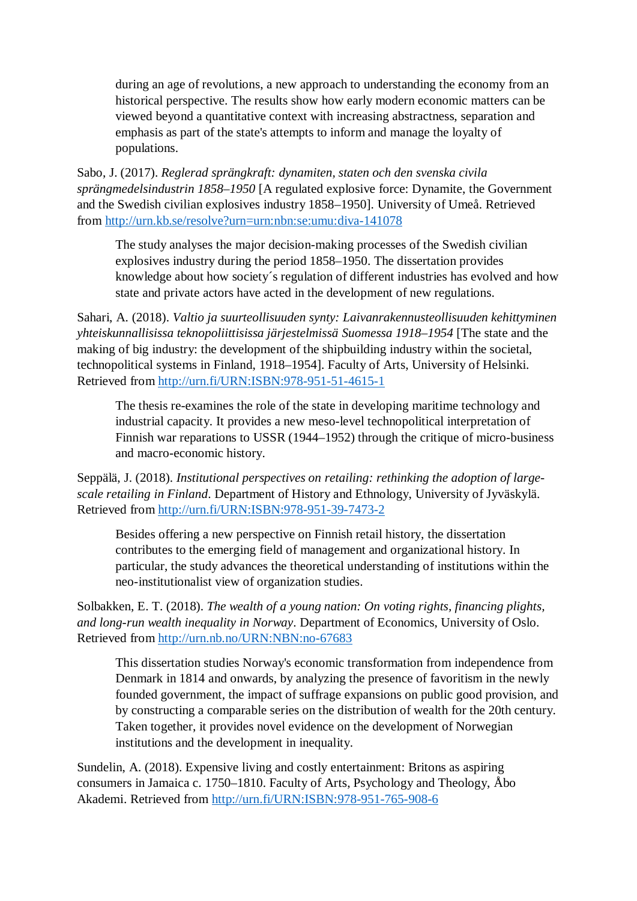> during an age of revolutions, a new approach to understanding the economy from an historical perspective. The results show how early modern economic matters can be viewed beyond a quantitative context with increasing abstractness, separation and emphasis as part of the state's attempts to inform and manage the loyalty of populations.

Sabo, J. (2017). *Reglerad sprängkraft: dynamiten, staten och den svenska civila sprängmedelsindustrin 1858–1950* [A regulated explosive force: Dynamite, the Government and the Swedish civilian explosives industry 1858–1950]. University of Umeå. Retrieved from http://urn.kb.se/resolve?urn=urn:nbn:se:umu:diva-141078

> The study analyses the major decision-making processes of the Swedish civilian explosives industry during the period 1858–1950. The dissertation provides knowledge about how society´s regulation of different industries has evolved and how state and private actors have acted in the development of new regulations.

Sahari, A. (2018). *Valtio ja suurteollisuuden synty: Laivanrakennusteollisuuden kehittyminen yhteiskunnallisissa teknopoliittisissa järjestelmissä Suomessa 1918–1954* [The state and the making of big industry: the development of the shipbuilding industry within the societal, technopolitical systems in Finland, 1918–1954]. Faculty of Arts, University of Helsinki. Retrieved from http://urn.fi/URN:ISBN:978-951-51-4615-1

> The thesis re-examines the role of the state in developing maritime technology and industrial capacity. It provides a new meso-level technopolitical interpretation of Finnish war reparations to USSR (1944–1952) through the critique of micro-business and macro-economic history.

Seppälä, J. (2018). *Institutional perspectives on retailing: rethinking the adoption of large-scale retailing in Finland*. Department of History and Ethnology, University of Jyväskylä. Retrieved from http://urn.fi/URN:ISBN:978-951-39-7473-2

> Besides offering a new perspective on Finnish retail history, the dissertation contributes to the emerging field of management and organizational history. In particular, the study advances the theoretical understanding of institutions within the neo-institutionalist view of organization studies.

Solbakken, E. T. (2018). *The wealth of a young nation: On voting rights, financing plights, and long-run wealth inequality in Norway*. Department of Economics, University of Oslo. Retrieved from http://urn.nb.no/URN:NBN:no-67683

> This dissertation studies Norway's economic transformation from independence from Denmark in 1814 and onwards, by analyzing the presence of favoritism in the newly founded government, the impact of suffrage expansions on public good provision, and by constructing a comparable series on the distribution of wealth for the 20th century. Taken together, it provides novel evidence on the development of Norwegian institutions and the development in inequality.

Sundelin, A. (2018). Expensive living and costly entertainment: Britons as aspiring consumers in Jamaica c. 1750–1810. Faculty of Arts, Psychology and Theology, Åbo Akademi. Retrieved from http://urn.fi/URN:ISBN:978-951-765-908-6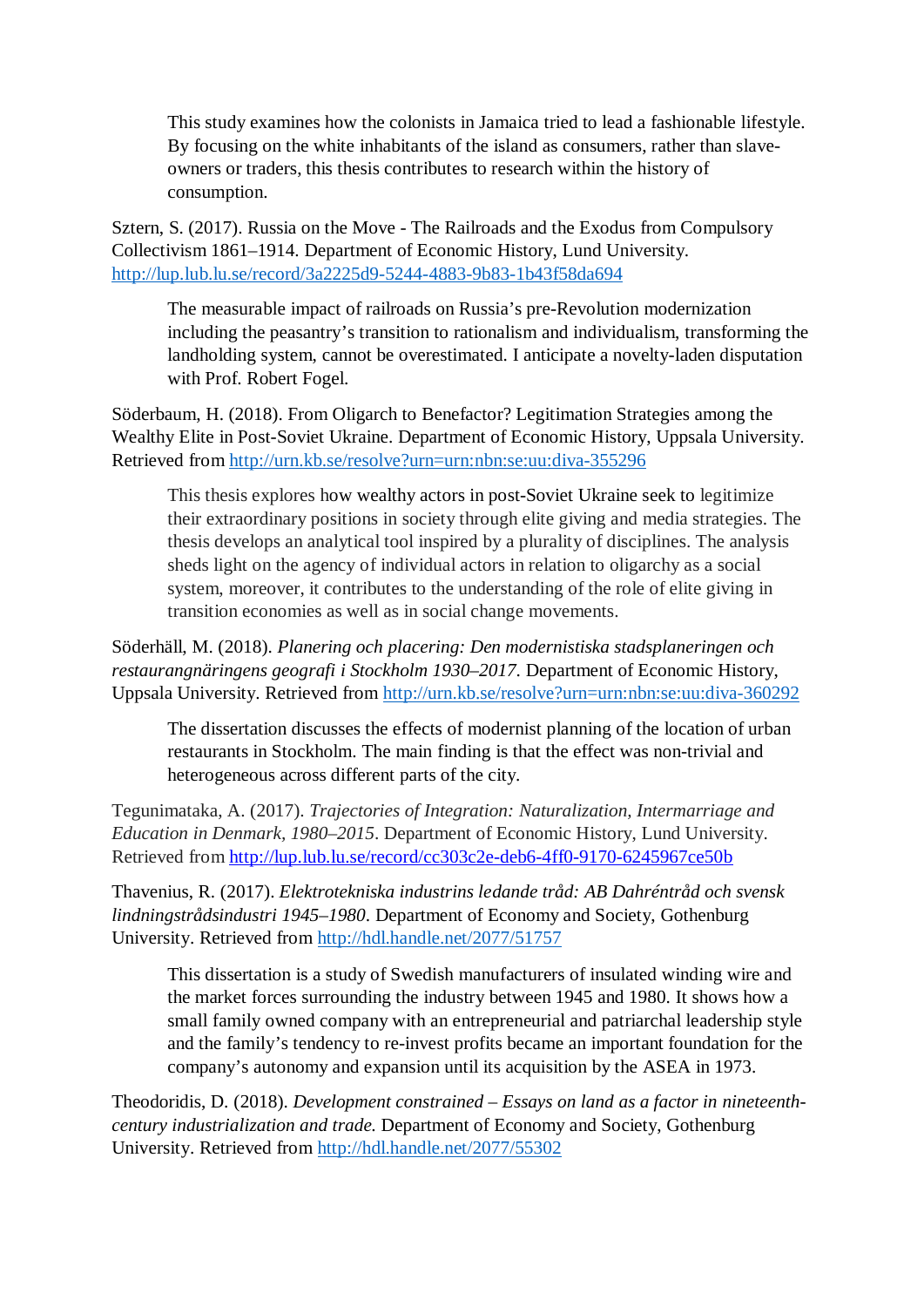> This study examines how the colonists in Jamaica tried to lead a fashionable lifestyle. By focusing on the white inhabitants of the island as consumers, rather than slave-owners or traders, this thesis contributes to research within the history of consumption.

Sztern, S. (2017). Russia on the Move - The Railroads and the Exodus from Compulsory Collectivism 1861–1914. Department of Economic History, Lund University. http://lup.lub.lu.se/record/3a2225d9-5244-4883-9b83-1b43f58da694

> The measurable impact of railroads on Russia's pre-Revolution modernization including the peasantry's transition to rationalism and individualism, transforming the landholding system, cannot be overestimated. I anticipate a novelty-laden disputation with Prof. Robert Fogel.

Söderbaum, H. (2018). From Oligarch to Benefactor? Legitimation Strategies among the Wealthy Elite in Post-Soviet Ukraine. Department of Economic History, Uppsala University. Retrieved from http://urn.kb.se/resolve?urn=urn:nbn:se:uu:diva-355296

> This thesis explores how wealthy actors in post-Soviet Ukraine seek to legitimize their extraordinary positions in society through elite giving and media strategies. The thesis develops an analytical tool inspired by a plurality of disciplines. The analysis sheds light on the agency of individual actors in relation to oligarchy as a social system, moreover, it contributes to the understanding of the role of elite giving in transition economies as well as in social change movements.

Söderhäll, M. (2018). *Planering och placering: Den modernistiska stadsplaneringen och restaurangnäringens geografi i Stockholm 1930–2017*. Department of Economic History, Uppsala University. Retrieved from http://urn.kb.se/resolve?urn=urn:nbn:se:uu:diva-360292

> The dissertation discusses the effects of modernist planning of the location of urban restaurants in Stockholm. The main finding is that the effect was non-trivial and heterogeneous across different parts of the city.

Tegunimataka, A. (2017). *Trajectories of Integration: Naturalization, Intermarriage and Education in Denmark, 1980–2015*. Department of Economic History, Lund University. Retrieved from http://lup.lub.lu.se/record/cc303c2e-deb6-4ff0-9170-6245967ce50b

Thavenius, R. (2017). *Elektrotekniska industrins ledande tråd: AB Dahréntråd och svensk lindningstrådsindustri 1945–1980*. Department of Economy and Society, Gothenburg University. Retrieved from http://hdl.handle.net/2077/51757

> This dissertation is a study of Swedish manufacturers of insulated winding wire and the market forces surrounding the industry between 1945 and 1980. It shows how a small family owned company with an entrepreneurial and patriarchal leadership style and the family's tendency to re-invest profits became an important foundation for the company's autonomy and expansion until its acquisition by the ASEA in 1973.

Theodoridis, D. (2018). *Development constrained – Essays on land as a factor in nineteenth-century industrialization and trade.* Department of Economy and Society, Gothenburg University. Retrieved from http://hdl.handle.net/2077/55302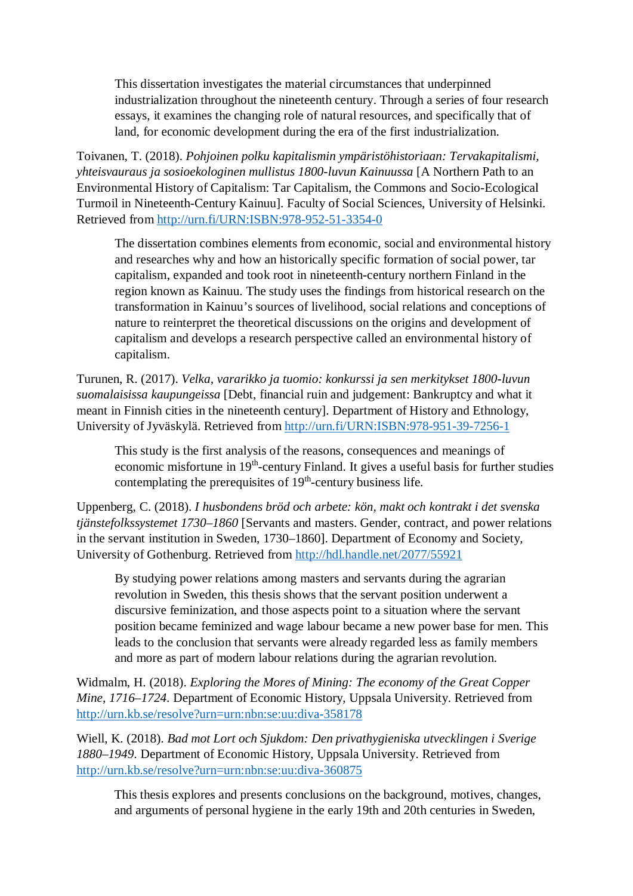> This dissertation investigates the material circumstances that underpinned industrialization throughout the nineteenth century. Through a series of four research essays, it examines the changing role of natural resources, and specifically that of land, for economic development during the era of the first industrialization.

Toivanen, T. (2018). *Pohjoinen polku kapitalismin ympäristöhistoriaan: Tervakapitalismi, yhteisvauraus ja sosioekologinen mullistus 1800-luvun Kainuussa* [A Northern Path to an Environmental History of Capitalism: Tar Capitalism, the Commons and Socio-Ecological Turmoil in Nineteenth-Century Kainuu]. Faculty of Social Sciences, University of Helsinki. Retrieved from http://urn.fi/URN:ISBN:978-952-51-3354-0

> The dissertation combines elements from economic, social and environmental history and researches why and how an historically specific formation of social power, tar capitalism, expanded and took root in nineteenth-century northern Finland in the region known as Kainuu. The study uses the findings from historical research on the transformation in Kainuu's sources of livelihood, social relations and conceptions of nature to reinterpret the theoretical discussions on the origins and development of capitalism and develops a research perspective called an environmental history of capitalism.

Turunen, R. (2017). *Velka, vararikko ja tuomio: konkurssi ja sen merkitykset 1800-luvun suomalaisissa kaupungeissa* [Debt, financial ruin and judgement: Bankruptcy and what it meant in Finnish cities in the nineteenth century]. Department of History and Ethnology, University of Jyväskylä. Retrieved from http://urn.fi/URN:ISBN:978-951-39-7256-1

> This study is the first analysis of the reasons, consequences and meanings of economic misfortune in 19th-century Finland. It gives a useful basis for further studies contemplating the prerequisites of 19th-century business life.

Uppenberg, C. (2018). *I husbondens bröd och arbete: kön, makt och kontrakt i det svenska tjänstefolkssystemet 1730–1860* [Servants and masters. Gender, contract, and power relations in the servant institution in Sweden, 1730–1860]. Department of Economy and Society, University of Gothenburg. Retrieved from http://hdl.handle.net/2077/55921

> By studying power relations among masters and servants during the agrarian revolution in Sweden, this thesis shows that the servant position underwent a discursive feminization, and those aspects point to a situation where the servant position became feminized and wage labour became a new power base for men. This leads to the conclusion that servants were already regarded less as family members and more as part of modern labour relations during the agrarian revolution.

Widmalm, H. (2018). *Exploring the Mores of Mining: The economy of the Great Copper Mine, 1716–1724*. Department of Economic History, Uppsala University. Retrieved from http://urn.kb.se/resolve?urn=urn:nbn:se:uu:diva-358178

Wiell, K. (2018). *Bad mot Lort och Sjukdom: Den privathygieniska utvecklingen i Sverige 1880–1949*. Department of Economic History, Uppsala University. Retrieved from http://urn.kb.se/resolve?urn=urn:nbn:se:uu:diva-360875

> This thesis explores and presents conclusions on the background, motives, changes, and arguments of personal hygiene in the early 19th and 20th centuries in Sweden,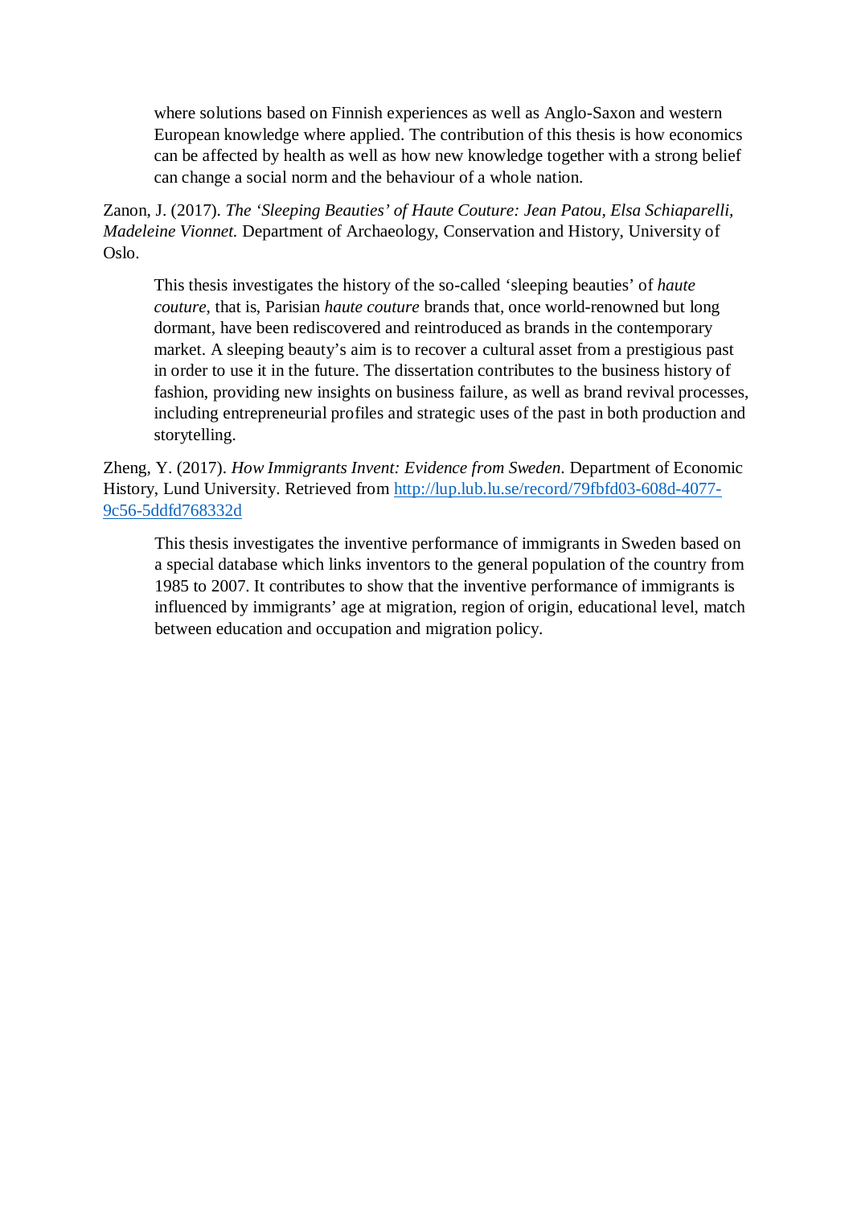> where solutions based on Finnish experiences as well as Anglo-Saxon and western European knowledge where applied. The contribution of this thesis is how economics can be affected by health as well as how new knowledge together with a strong belief can change a social norm and the behaviour of a whole nation.

Zanon, J. (2017). *The 'Sleeping Beauties' of Haute Couture: Jean Patou, Elsa Schiaparelli, Madeleine Vionnet.* Department of Archaeology, Conservation and History, University of Oslo.

> This thesis investigates the history of the so-called 'sleeping beauties' of *haute couture*, that is, Parisian *haute couture* brands that, once world-renowned but long dormant, have been rediscovered and reintroduced as brands in the contemporary market. A sleeping beauty's aim is to recover a cultural asset from a prestigious past in order to use it in the future. The dissertation contributes to the business history of fashion, providing new insights on business failure, as well as brand revival processes, including entrepreneurial profiles and strategic uses of the past in both production and storytelling.

Zheng, Y. (2017). *How Immigrants Invent: Evidence from Sweden*. Department of Economic History, Lund University. Retrieved from [http://lup.lub.lu.se/record/79fbfd03-608d-4077-9c56-5ddfd768332d](http://lup.lub.lu.se/record/79fbfd03-608d-4077-9c56-5ddfd768332d)

> This thesis investigates the inventive performance of immigrants in Sweden based on a special database which links inventors to the general population of the country from 1985 to 2007. It contributes to show that the inventive performance of immigrants is influenced by immigrants' age at migration, region of origin, educational level, match between education and occupation and migration policy.